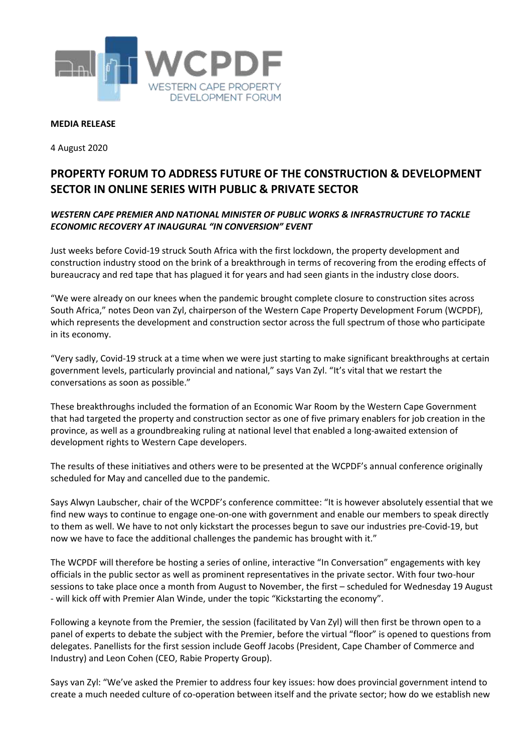**WCPDF**
WESTERN CAPE PROPERTY DEVELOPMENT FORUM

**MEDIA RELEASE**

4 August 2020

# PROPERTY FORUM TO ADDRESS FUTURE OF THE CONSTRUCTION & DEVELOPMENT SECTOR IN ONLINE SERIES WITH PUBLIC & PRIVATE SECTOR

***WESTERN CAPE PREMIER AND NATIONAL MINISTER OF PUBLIC WORKS & INFRASTRUCTURE TO TACKLE ECONOMIC RECOVERY AT INAUGURAL "IN CONVERSION" EVENT***

Just weeks before Covid-19 struck South Africa with the first lockdown, the property development and construction industry stood on the brink of a breakthrough in terms of recovering from the eroding effects of bureaucracy and red tape that has plagued it for years and had seen giants in the industry close doors.

"We were already on our knees when the pandemic brought complete closure to construction sites across South Africa," notes Deon van Zyl, chairperson of the Western Cape Property Development Forum (WCPDF), which represents the development and construction sector across the full spectrum of those who participate in its economy.

"Very sadly, Covid-19 struck at a time when we were just starting to make significant breakthroughs at certain government levels, particularly provincial and national," says Van Zyl. "It's vital that we restart the conversations as soon as possible."

These breakthroughs included the formation of an Economic War Room by the Western Cape Government that had targeted the property and construction sector as one of five primary enablers for job creation in the province, as well as a groundbreaking ruling at national level that enabled a long-awaited extension of development rights to Western Cape developers.

The results of these initiatives and others were to be presented at the WCPDF's annual conference originally scheduled for May and cancelled due to the pandemic.

Says Alwyn Laubscher, chair of the WCPDF's conference committee: "It is however absolutely essential that we find new ways to continue to engage one-on-one with government and enable our members to speak directly to them as well. We have to not only kickstart the processes begun to save our industries pre-Covid-19, but now we have to face the additional challenges the pandemic has brought with it."

The WCPDF will therefore be hosting a series of online, interactive "In Conversation" engagements with key officials in the public sector as well as prominent representatives in the private sector. With four two-hour sessions to take place once a month from August to November, the first – scheduled for Wednesday 19 August - will kick off with Premier Alan Winde, under the topic "Kickstarting the economy".

Following a keynote from the Premier, the session (facilitated by Van Zyl) will then first be thrown open to a panel of experts to debate the subject with the Premier, before the virtual "floor" is opened to questions from delegates. Panellists for the first session include Geoff Jacobs (President, Cape Chamber of Commerce and Industry) and Leon Cohen (CEO, Rabie Property Group).

Says van Zyl: "We've asked the Premier to address four key issues: how does provincial government intend to create a much needed culture of co-operation between itself and the private sector; how do we establish new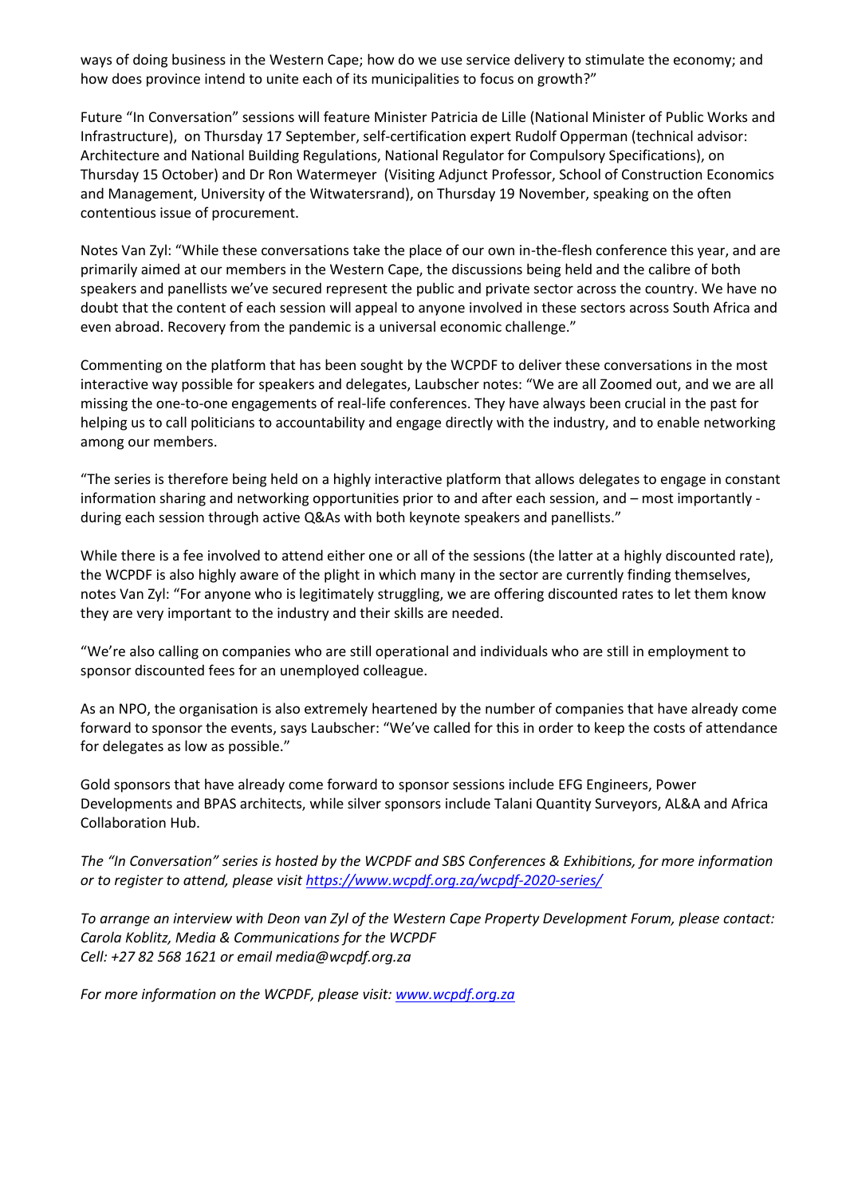ways of doing business in the Western Cape; how do we use service delivery to stimulate the economy; and how does province intend to unite each of its municipalities to focus on growth?"

Future "In Conversation" sessions will feature Minister Patricia de Lille (National Minister of Public Works and Infrastructure), on Thursday 17 September, self-certification expert Rudolf Opperman (technical advisor: Architecture and National Building Regulations, National Regulator for Compulsory Specifications), on Thursday 15 October) and Dr Ron Watermeyer (Visiting Adjunct Professor, School of Construction Economics and Management, University of the Witwatersrand), on Thursday 19 November, speaking on the often contentious issue of procurement.

Notes Van Zyl: "While these conversations take the place of our own in-the-flesh conference this year, and are primarily aimed at our members in the Western Cape, the discussions being held and the calibre of both speakers and panellists we've secured represent the public and private sector across the country. We have no doubt that the content of each session will appeal to anyone involved in these sectors across South Africa and even abroad. Recovery from the pandemic is a universal economic challenge."

Commenting on the platform that has been sought by the WCPDF to deliver these conversations in the most interactive way possible for speakers and delegates, Laubscher notes: "We are all Zoomed out, and we are all missing the one-to-one engagements of real-life conferences. They have always been crucial in the past for helping us to call politicians to accountability and engage directly with the industry, and to enable networking among our members.

"The series is therefore being held on a highly interactive platform that allows delegates to engage in constant information sharing and networking opportunities prior to and after each session, and – most importantly - during each session through active Q&As with both keynote speakers and panellists."

While there is a fee involved to attend either one or all of the sessions (the latter at a highly discounted rate), the WCPDF is also highly aware of the plight in which many in the sector are currently finding themselves, notes Van Zyl: "For anyone who is legitimately struggling, we are offering discounted rates to let them know they are very important to the industry and their skills are needed.

"We're also calling on companies who are still operational and individuals who are still in employment to sponsor discounted fees for an unemployed colleague.

As an NPO, the organisation is also extremely heartened by the number of companies that have already come forward to sponsor the events, says Laubscher: "We've called for this in order to keep the costs of attendance for delegates as low as possible."

Gold sponsors that have already come forward to sponsor sessions include EFG Engineers, Power Developments and BPAS architects, while silver sponsors include Talani Quantity Surveyors, AL&A and Africa Collaboration Hub.

*The "In Conversation" series is hosted by the WCPDF and SBS Conferences & Exhibitions, for more information or to register to attend, please visit [https://www.wcpdf.org.za/wcpdf-2020-series/](https://www.wcpdf.org.za/wcpdf-2020-series/)*

*To arrange an interview with Deon van Zyl of the Western Cape Property Development Forum, please contact: Carola Koblitz, Media & Communications for the WCPDF*
*Cell: +27 82 568 1621 or email media@wcpdf.org.za*

*For more information on the WCPDF, please visit: [www.wcpdf.org.za](www.wcpdf.org.za)*